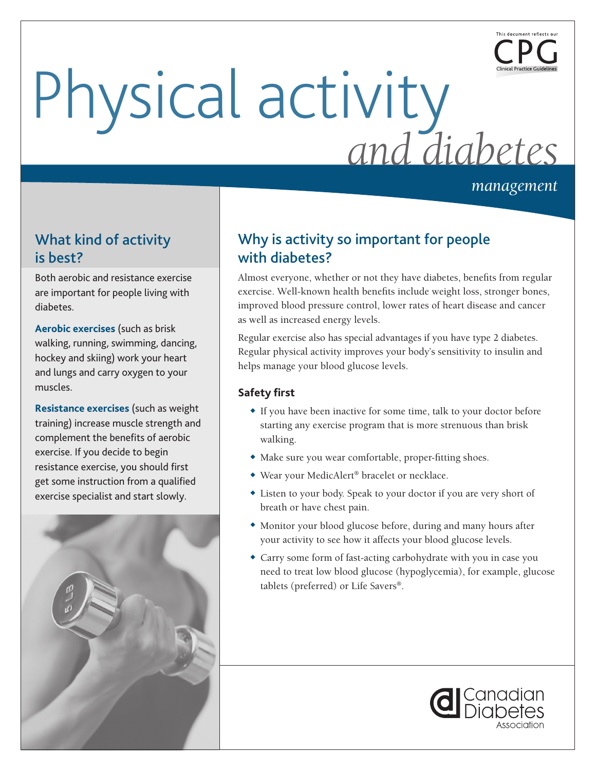# Physical activity *and diabetes*

*management*

## What kind of activity is best?

Both aerobic and resistance exercise are important for people living with diabetes.

**Aerobic exercises** (such as brisk walking, running, swimming, dancing, hockey and skiing) work your heart and lungs and carry oxygen to your muscles.

**Resistance exercises** (such as weight training) increase muscle strength and complement the benefits of aerobic exercise. If you decide to begin resistance exercise, you should first get some instruction from a qualified exercise specialist and start slowly.

## Why is activity so important for people with diabetes?

Almost everyone, whether or not they have diabetes, benefits from regular exercise. Well-known health benefits include weight loss, stronger bones, improved blood pressure control, lower rates of heart disease and cancer as well as increased energy levels.

Regular exercise also has special advantages if you have type 2 diabetes. Regular physical activity improves your body's sensitivity to insulin and helps manage your blood glucose levels.

### Safety first

- If you have been inactive for some time, talk to your doctor before starting any exercise program that is more strenuous than brisk walking.
- Make sure you wear comfortable, proper-fitting shoes.
- Wear your MedicAlert® bracelet or necklace.
- Listen to your body. Speak to your doctor if you are very short of breath or have chest pain.
- Monitor your blood glucose before, during and many hours after your activity to see how it affects your blood glucose levels.
- Carry some form of fast-acting carbohydrate with you in case you need to treat low blood glucose (hypoglycemia), for example, glucose tablets (preferred) or Life Savers®.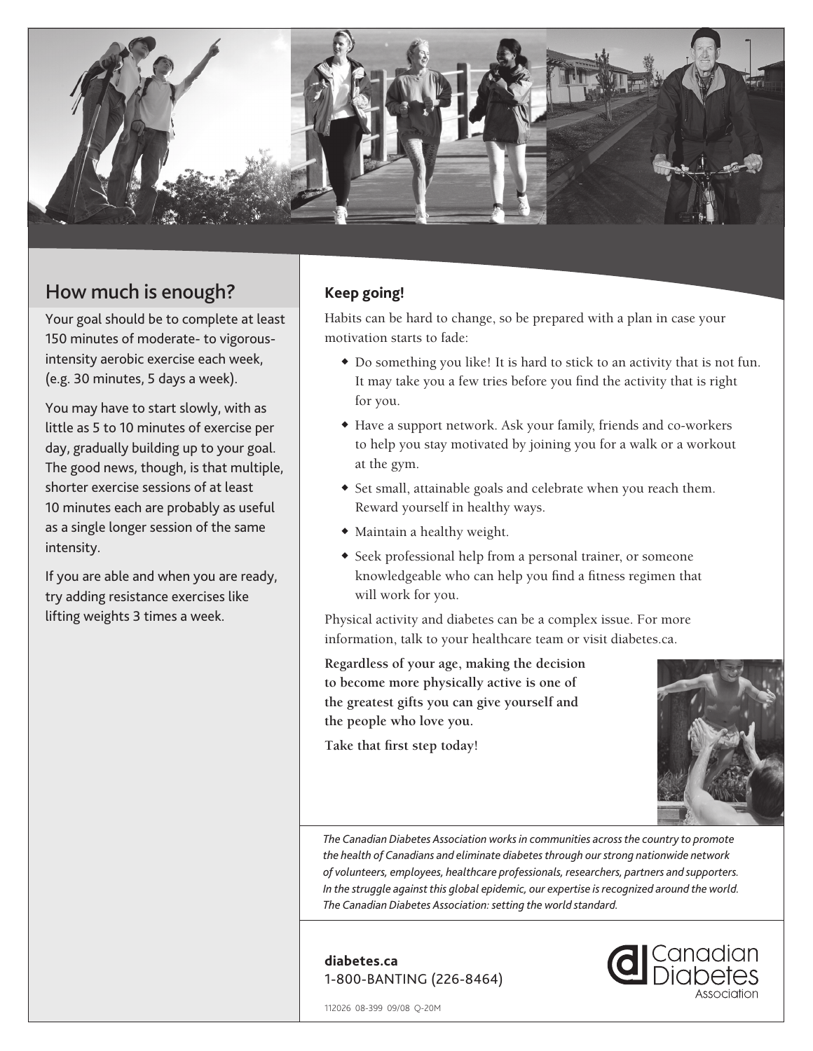## How much is enough?

Your goal should be to complete at least 150 minutes of moderate- to vigorous-intensity aerobic exercise each week, (e.g. 30 minutes, 5 days a week).

You may have to start slowly, with as little as 5 to 10 minutes of exercise per day, gradually building up to your goal. The good news, though, is that multiple, shorter exercise sessions of at least 10 minutes each are probably as useful as a single longer session of the same intensity.

If you are able and when you are ready, try adding resistance exercises like lifting weights 3 times a week.

### Keep going!

Habits can be hard to change, so be prepared with a plan in case your motivation starts to fade:

- Do something you like! It is hard to stick to an activity that is not fun. It may take you a few tries before you find the activity that is right for you.
- Have a support network. Ask your family, friends and co-workers to help you stay motivated by joining you for a walk or a workout at the gym.
- Set small, attainable goals and celebrate when you reach them. Reward yourself in healthy ways.
- Maintain a healthy weight.
- Seek professional help from a personal trainer, or someone knowledgeable who can help you find a fitness regimen that will work for you.

Physical activity and diabetes can be a complex issue. For more information, talk to your healthcare team or visit diabetes.ca.

**Regardless of your age, making the decision to become more physically active is one of the greatest gifts you can give yourself and the people who love you.**

**Take that first step today!**

*The Canadian Diabetes Association works in communities across the country to promote the health of Canadians and eliminate diabetes through our strong nationwide network of volunteers, employees, healthcare professionals, researchers, partners and supporters. In the struggle against this global epidemic, our expertise is recognized around the world. The Canadian Diabetes Association: setting the world standard.*

**diabetes.ca**
1-800-BANTING (226-8464)

Canadian Diabetes Association

112026 08-399 09/08 Q-20M